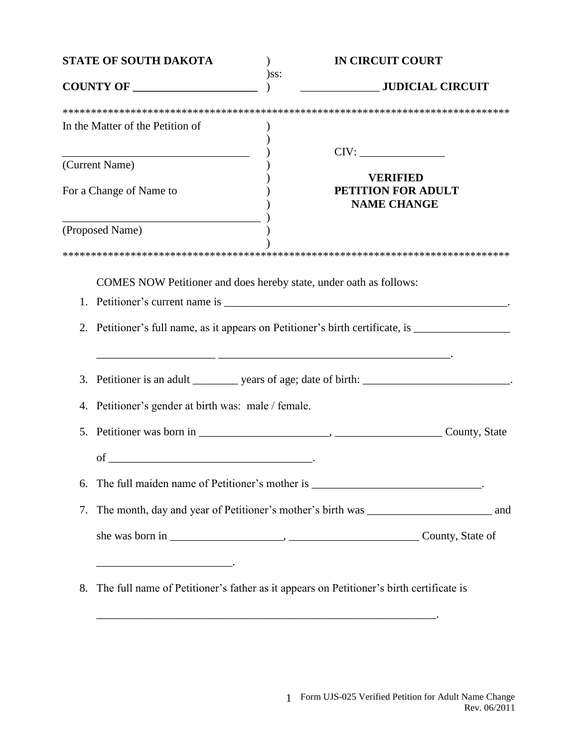**STATE OF SOUTH DAKOTA** ) **IN CIRCUIT COURT**

)ss:

**COUNTY OF ______________________** ) ______________ **JUDICIAL CIRCUIT**

*******************************************************************************

In the Matter of the Petition of )

________________________________ ) CIV: _______________

(Current Name) )

For a Change of Name to )

__________________________________ )

(Proposed Name) )

**VERIFIED PETITION FOR ADULT NAME CHANGE**

*******************************************************************************

COMES NOW Petitioner and does hereby state, under oath as follows:

1. Petitioner's current name is ____________________________________________________.
2. Petitioner's full name, as it appears on Petitioner's birth certificate, is _________________ ____________________ _________________________________________.
3. Petitioner is an adult ________ years of age; date of birth: __________________________.
4. Petitioner's gender at birth was: male / female.
5. Petitioner was born in _______________________, ___________________ County, State of ____________________________________.
6. The full maiden name of Petitioner's mother is ______________________________.
7. The month, day and year of Petitioner's mother's birth was ______________________ and she was born in ____________________, _______________________ County, State of ________________________.
8. The full name of Petitioner's father as it appears on Petitioner's birth certificate is ______________________________________________________________.

Form UJS-025 Verified Petition for Adult Name Change
Rev. 06/2011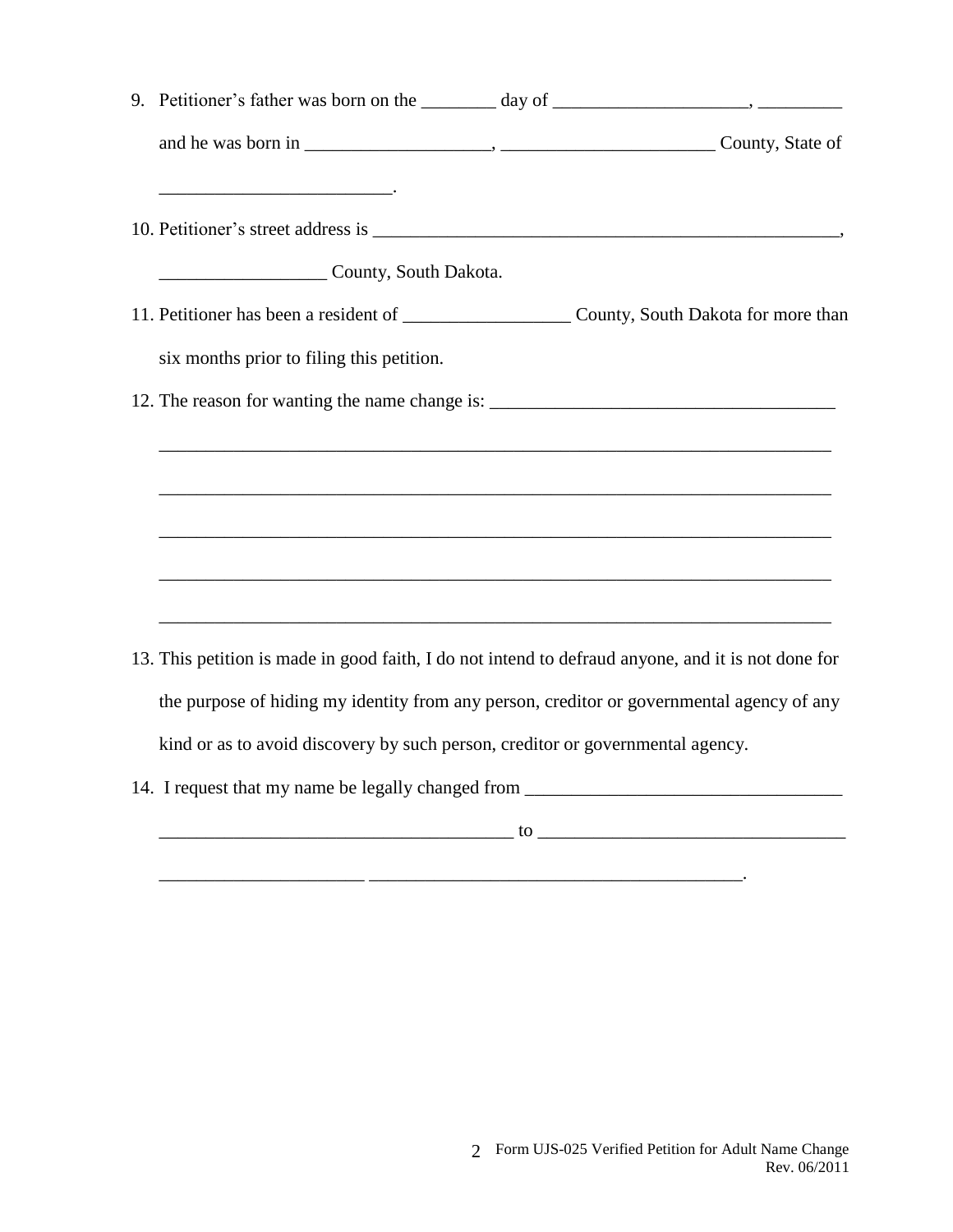9. Petitioner's father was born on the ________ day of ____________________, _________ and he was born in ___________________, ______________________ County, State of ________________________.

10. Petitioner's street address is __________________________________________________, __________________ County, South Dakota.

11. Petitioner has been a resident of __________________ County, South Dakota for more than six months prior to filing this petition.

12. The reason for wanting the name change is: _____________________________________

    ___________________________________________________________________________

    ___________________________________________________________________________

    ___________________________________________________________________________

    ___________________________________________________________________________

    ___________________________________________________________________________

13. This petition is made in good faith, I do not intend to defraud anyone, and it is not done for the purpose of hiding my identity from any person, creditor or governmental agency of any kind or as to avoid discovery by such person, creditor or governmental agency.

14. I request that my name be legally changed from __________________________________

    ____________________________________ to ________________________________

    _____________________ ______________________________________.

Form UJS-025 Verified Petition for Adult Name Change
Rev. 06/2011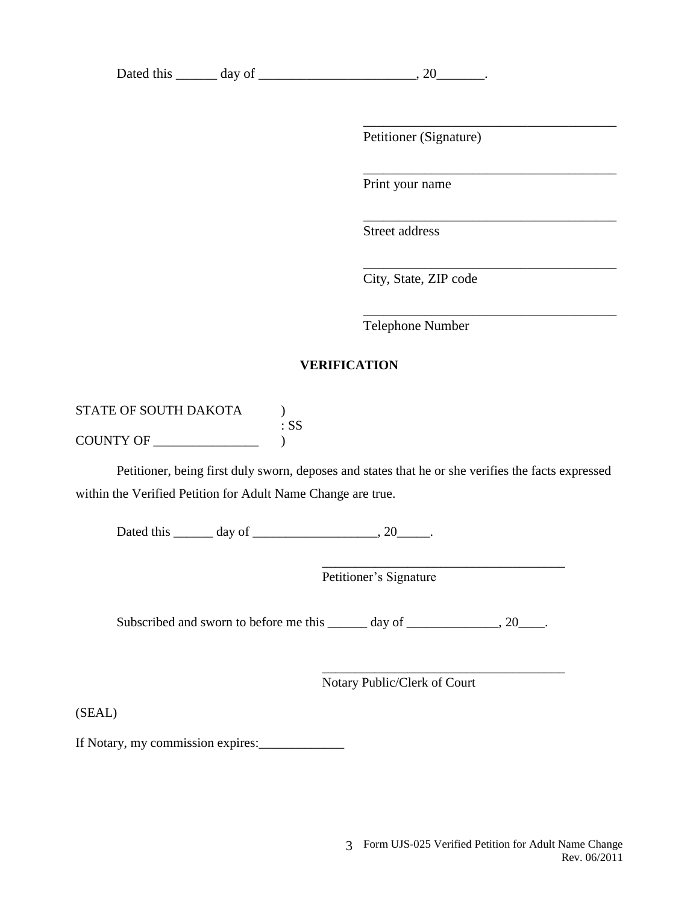Dated this ______ day of _______________________, 20_______.

_____________________________________
Petitioner (Signature)

_____________________________________
Print your name

_____________________________________
Street address

_____________________________________
City, State, ZIP code

_____________________________________
Telephone Number

## VERIFICATION

STATE OF SOUTH DAKOTA )
: SS
COUNTY OF ________________ )

Petitioner, being first duly sworn, deposes and states that he or she verifies the facts expressed within the Verified Petition for Adult Name Change are true.

Dated this ______ day of ___________________, 20_____.

_____________________________________
Petitioner's Signature

Subscribed and sworn to before me this ______ day of ______________, 20____.

_____________________________________
Notary Public/Clerk of Court

(SEAL)

If Notary, my commission expires:_____________

Form UJS-025 Verified Petition for Adult Name Change
Rev. 06/2011